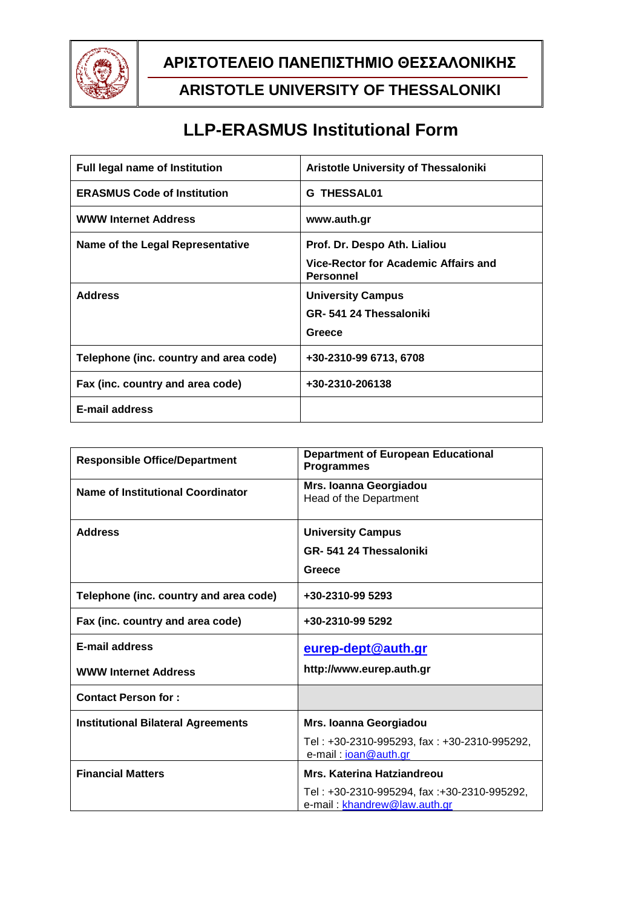# ΑΡΙΣΤΟΤΕΛΕΙΟ ΠΑΝΕΠΙΣΤΗΜΙΟ ΘΕΣΣΑΛΟΝΙΚΗΣ

## ARISTOTLE UNIVERSITY OF THESSALONIKI

# LLP-ERASMUS Institutional Form

| | |
|---|---|
| **Full legal name of Institution** | **Aristotle University of Thessaloniki** |
| **ERASMUS Code of Institution** | **G THESSAL01** |
| **WWW Internet Address** | **www.auth.gr** |
| **Name of the Legal Representative** | **Prof. Dr. Despo Ath. Lialiou**<br>**Vice-Rector for Academic Affairs and Personnel** |
| **Address** | **University Campus**<br>**GR- 541 24 Thessaloniki**<br>**Greece** |
| **Telephone (inc. country and area code)** | **+30-2310-99 6713, 6708** |
| **Fax (inc. country and area code)** | **+30-2310-206138** |
| **E-mail address** | |

| | |
|---|---|
| **Responsible Office/Department** | **Department of European Educational Programmes** |
| **Name of Institutional Coordinator** | **Mrs. Ioanna Georgiadou**<br>Head of the Department |
| **Address** | **University Campus**<br>**GR- 541 24 Thessaloniki**<br>**Greece** |
| **Telephone (inc. country and area code)** | **+30-2310-99 5293** |
| **Fax (inc. country and area code)** | **+30-2310-99 5292** |
| **E-mail address**<br>**WWW Internet Address** | **eurep-dept@auth.gr**<br>**http://www.eurep.auth.gr** |
| **Contact Person for :** | |
| **Institutional Bilateral Agreements** | **Mrs. Ioanna Georgiadou**<br>Tel : +30-2310-995293, fax : +30-2310-995292, e-mail : ioan@auth.gr |
| **Financial Matters** | **Mrs. Katerina Hatziandreou**<br>Tel : +30-2310-995294, fax :+30-2310-995292, e-mail : khandrew@law.auth.gr |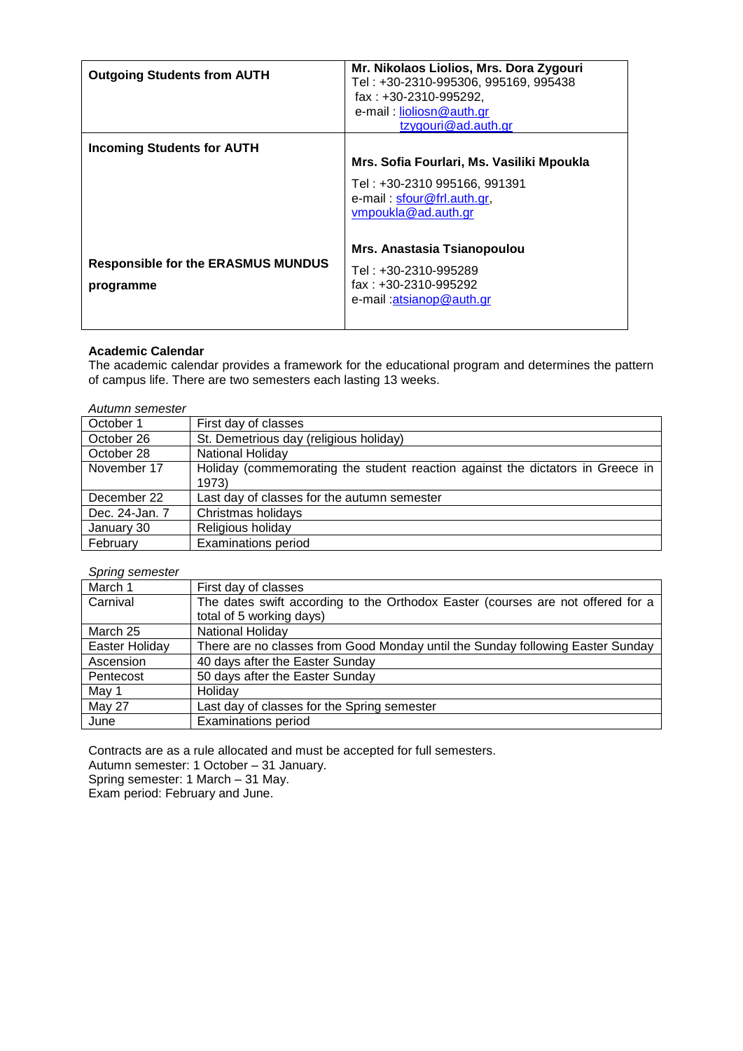| | |
|---|---|
| **Outgoing Students from AUTH** | **Mr. Nikolaos Liolios, Mrs. Dora Zygouri**<br>Tel : +30-2310-995306, 995169, 995438<br>fax : +30-2310-995292,<br>e-mail : liolios@auth.gr<br>tzygouri@ad.auth.gr |
| **Incoming Students for AUTH** | **Mrs. Sofia Fourlari, Ms. Vasiliki Mpoukla**<br>Tel : +30-2310 995166, 991391<br>e-mail : sfour@frl.auth.gr, vmpoukla@ad.auth.gr |
| **Responsible for the ERASMUS MUNDUS programme** | **Mrs. Anastasia Tsianopoulou**<br>Tel : +30-2310-995289<br>fax : +30-2310-995292<br>e-mail :atsianop@auth.gr |

**Academic Calendar**

The academic calendar provides a framework for the educational program and determines the pattern of campus life. There are two semesters each lasting 13 weeks.

*Autumn semester*

| | |
|---|---|
| October 1 | First day of classes |
| October 26 | St. Demetrious day (religious holiday) |
| October 28 | National Holiday |
| November 17 | Holiday (commemorating the student reaction against the dictators in Greece in 1973) |
| December 22 | Last day of classes for the autumn semester |
| Dec. 24-Jan. 7 | Christmas holidays |
| January 30 | Religious holiday |
| February | Examinations period |

*Spring semester*

| | |
|---|---|
| March 1 | First day of classes |
| Carnival | The dates swift according to the Orthodox Easter (courses are not offered for a total of 5 working days) |
| March 25 | National Holiday |
| Easter Holiday | There are no classes from Good Monday until the Sunday following Easter Sunday |
| Ascension | 40 days after the Easter Sunday |
| Pentecost | 50 days after the Easter Sunday |
| May 1 | Holiday |
| May 27 | Last day of classes for the Spring semester |
| June | Examinations period |

Contracts are as a rule allocated and must be accepted for full semesters.
Autumn semester: 1 October – 31 January.
Spring semester: 1 March – 31 May.
Exam period: February and June.